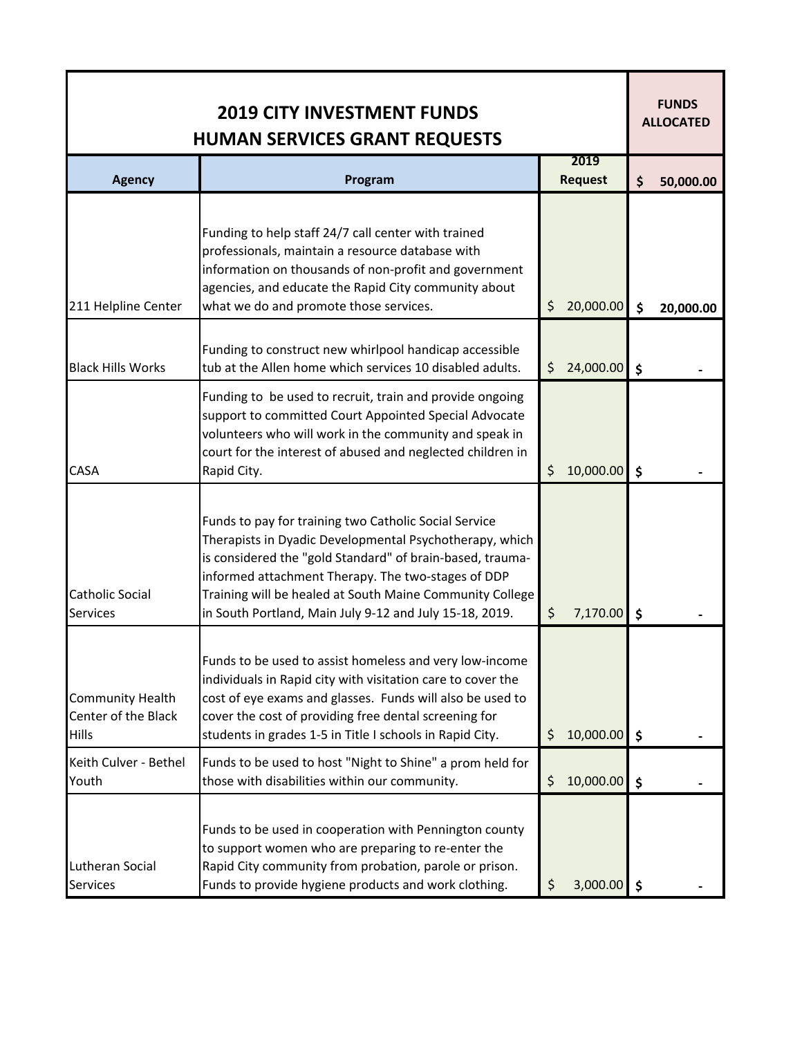| 2019 CITY INVESTMENT FUNDS HUMAN SERVICES GRANT REQUESTS | | | FUNDS ALLOCATED |
|---|---|---|---|
| **Agency** | **Program** | **2019 Request** | **$ 50,000.00** |
| 211 Helpline Center | Funding to help staff 24/7 call center with trained professionals, maintain a resource database with information on thousands of non-profit and government agencies, and educate the Rapid City community about what we do and promote those services. | $ 20,000.00 | $ 20,000.00 |
| Black Hills Works | Funding to construct new whirlpool handicap accessible tub at the Allen home which services 10 disabled adults. | $ 24,000.00 | $ - |
| CASA | Funding to be used to recruit, train and provide ongoing support to committed Court Appointed Special Advocate volunteers who will work in the community and speak in court for the interest of abused and neglected children in Rapid City. | $ 10,000.00 | $ - |
| Catholic Social Services | Funds to pay for training two Catholic Social Service Therapists in Dyadic Developmental Psychotherapy, which is considered the "gold Standard" of brain-based, trauma-informed attachment Therapy. The two-stages of DDP Training will be healed at South Maine Community College in South Portland, Main July 9-12 and July 15-18, 2019. | $ 7,170.00 | $ - |
| Community Health Center of the Black Hills | Funds to be used to assist homeless and very low-income individuals in Rapid city with visitation care to cover the cost of eye exams and glasses. Funds will also be used to cover the cost of providing free dental screening for students in grades 1-5 in Title I schools in Rapid City. | $ 10,000.00 | $ - |
| Keith Culver - Bethel Youth | Funds to be used to host "Night to Shine" a prom held for those with disabilities within our community. | $ 10,000.00 | $ - |
| Lutheran Social Services | Funds to be used in cooperation with Pennington county to support women who are preparing to re-enter the Rapid City community from probation, parole or prison. Funds to provide hygiene products and work clothing. | $ 3,000.00 | $ - |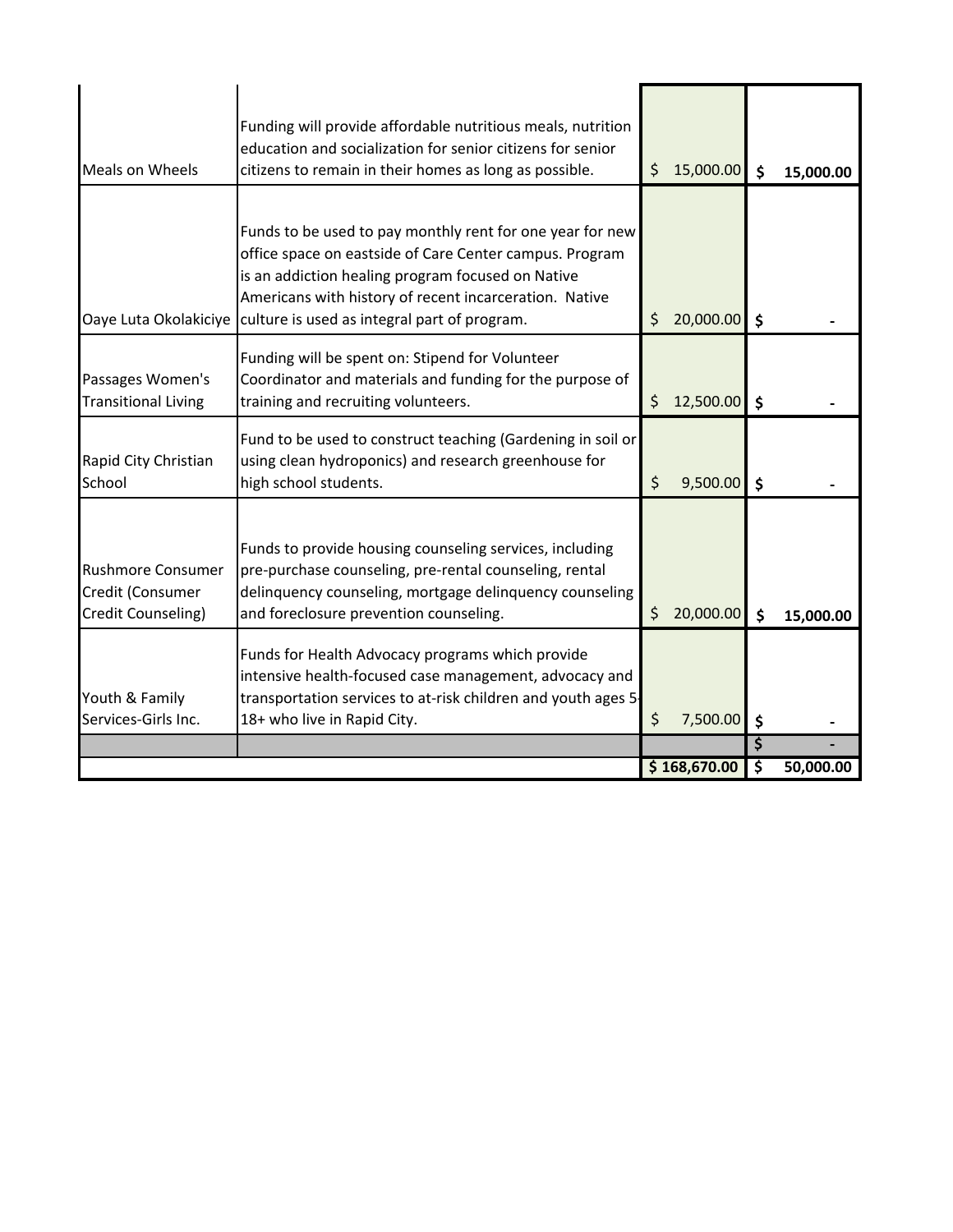| | | | |
|---|---|---|---|
| Meals on Wheels | Funding will provide affordable nutritious meals, nutrition education and socialization for senior citizens for senior citizens to remain in their homes as long as possible. | $ 15,000.00 | $ 15,000.00 |
| Oaye Luta Okolakiciye | Funds to be used to pay monthly rent for one year for new office space on eastside of Care Center campus. Program is an addiction healing program focused on Native Americans with history of recent incarceration. Native culture is used as integral part of program. | $ 20,000.00 | $ - |
| Passages Women's Transitional Living | Funding will be spent on: Stipend for Volunteer Coordinator and materials and funding for the purpose of training and recruiting volunteers. | $ 12,500.00 | $ - |
| Rapid City Christian School | Fund to be used to construct teaching (Gardening in soil or using clean hydroponics) and research greenhouse for high school students. | $ 9,500.00 | $ - |
| Rushmore Consumer Credit (Consumer Credit Counseling) | Funds to provide housing counseling services, including pre-purchase counseling, pre-rental counseling, rental delinquency counseling, mortgage delinquency counseling and foreclosure prevention counseling. | $ 20,000.00 | $ 15,000.00 |
| Youth & Family Services-Girls Inc. | Funds for Health Advocacy programs which provide intensive health-focused case management, advocacy and transportation services to at-risk children and youth ages 5-18+ who live in Rapid City. | $ 7,500.00 | $ - |
| | | | $ - |
| | | $ 168,670.00 | $ 50,000.00 |